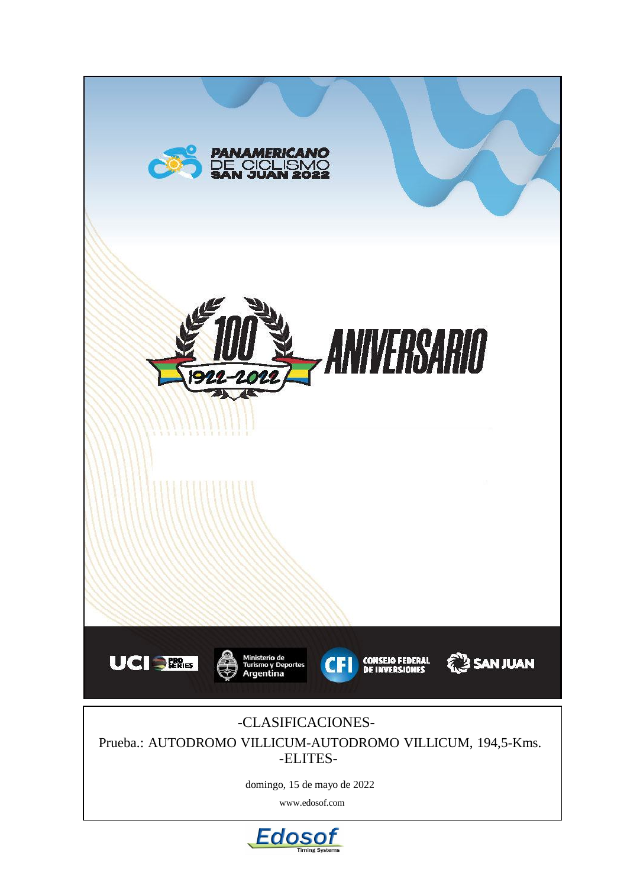PANAMERICANO DE CICLISMO SAN JUAN 2022

100 ANIVERSARIO 1922-2022

UCI PRO SERIES · Ministerio de Turismo y Deportes Argentina · CFI CONSEJO FEDERAL DE INVERSIONES · SAN JUAN

# -CLASIFICACIONES-

## Prueba.: AUTODROMO VILLICUM-AUTODROMO VILLICUM, 194,5-Kms.

## -ELITES-

domingo, 15 de mayo de 2022

www.edosof.com

Edosof Timing Systems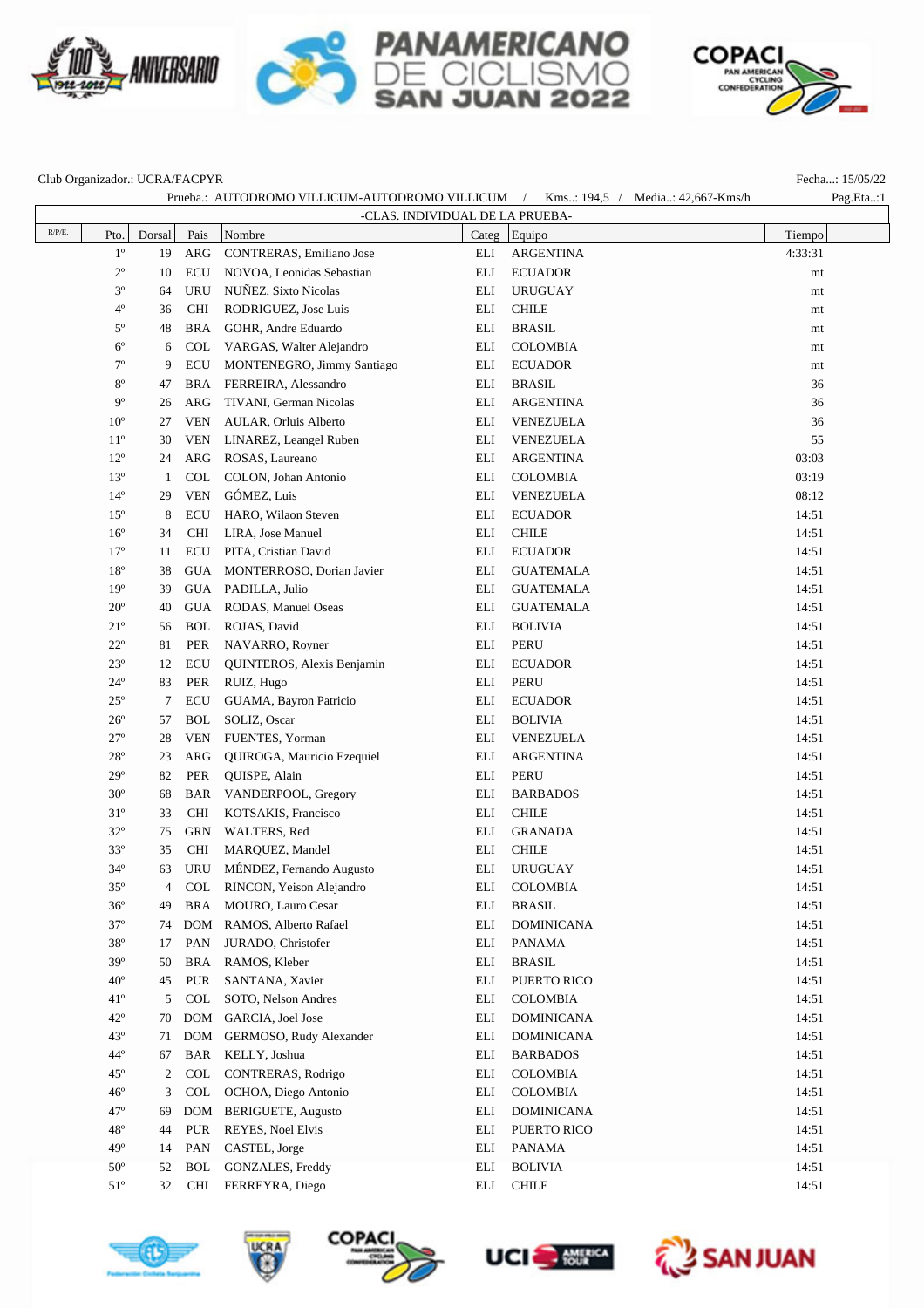Club Organizador.: UCRA/FACPYR

Fecha...: 15/05/22

Prueba.: AUTODROMO VILLICUM-AUTODROMO VILLICUM / Kms..: 194,5 / Media..: 42,667-Kms/h

Pag.Eta..:1

-CLAS. INDIVIDUAL DE LA PRUEBA-

| R/P/E. | Pto. | Dorsal | Pais | Nombre | Categ | Equipo | Tiempo |
|---|---|---|---|---|---|---|---|
| | 1º | 19 | ARG | CONTRERAS, Emiliano Jose | ELI | ARGENTINA | 4:33:31 |
| | 2º | 10 | ECU | NOVOA, Leonidas Sebastian | ELI | ECUADOR | mt |
| | 3º | 64 | URU | NUÑEZ, Sixto Nicolas | ELI | URUGUAY | mt |
| | 4º | 36 | CHI | RODRIGUEZ, Jose Luis | ELI | CHILE | mt |
| | 5º | 48 | BRA | GOHR, Andre Eduardo | ELI | BRASIL | mt |
| | 6º | 6 | COL | VARGAS, Walter Alejandro | ELI | COLOMBIA | mt |
| | 7º | 9 | ECU | MONTENEGRO, Jimmy Santiago | ELI | ECUADOR | mt |
| | 8º | 47 | BRA | FERREIRA, Alessandro | ELI | BRASIL | 36 |
| | 9º | 26 | ARG | TIVANI, German Nicolas | ELI | ARGENTINA | 36 |
| | 10º | 27 | VEN | AULAR, Orluis Alberto | ELI | VENEZUELA | 36 |
| | 11º | 30 | VEN | LINAREZ, Leangel Ruben | ELI | VENEZUELA | 55 |
| | 12º | 24 | ARG | ROSAS, Laureano | ELI | ARGENTINA | 03:03 |
| | 13º | 1 | COL | COLON, Johan Antonio | ELI | COLOMBIA | 03:19 |
| | 14º | 29 | VEN | GÓMEZ, Luis | ELI | VENEZUELA | 08:12 |
| | 15º | 8 | ECU | HARO, Wilaon Steven | ELI | ECUADOR | 14:51 |
| | 16º | 34 | CHI | LIRA, Jose Manuel | ELI | CHILE | 14:51 |
| | 17º | 11 | ECU | PITA, Cristian David | ELI | ECUADOR | 14:51 |
| | 18º | 38 | GUA | MONTERROSO, Dorian Javier | ELI | GUATEMALA | 14:51 |
| | 19º | 39 | GUA | PADILLA, Julio | ELI | GUATEMALA | 14:51 |
| | 20º | 40 | GUA | RODAS, Manuel Oseas | ELI | GUATEMALA | 14:51 |
| | 21º | 56 | BOL | ROJAS, David | ELI | BOLIVIA | 14:51 |
| | 22º | 81 | PER | NAVARRO, Royner | ELI | PERU | 14:51 |
| | 23º | 12 | ECU | QUINTEROS, Alexis Benjamin | ELI | ECUADOR | 14:51 |
| | 24º | 83 | PER | RUIZ, Hugo | ELI | PERU | 14:51 |
| | 25º | 7 | ECU | GUAMA, Bayron Patricio | ELI | ECUADOR | 14:51 |
| | 26º | 57 | BOL | SOLIZ, Oscar | ELI | BOLIVIA | 14:51 |
| | 27º | 28 | VEN | FUENTES, Yorman | ELI | VENEZUELA | 14:51 |
| | 28º | 23 | ARG | QUIROGA, Mauricio Ezequiel | ELI | ARGENTINA | 14:51 |
| | 29º | 82 | PER | QUISPE, Alain | ELI | PERU | 14:51 |
| | 30º | 68 | BAR | VANDERPOOL, Gregory | ELI | BARBADOS | 14:51 |
| | 31º | 33 | CHI | KOTSAKIS, Francisco | ELI | CHILE | 14:51 |
| | 32º | 75 | GRN | WALTERS, Red | ELI | GRANADA | 14:51 |
| | 33º | 35 | CHI | MARQUEZ, Mandel | ELI | CHILE | 14:51 |
| | 34º | 63 | URU | MÉNDEZ, Fernando Augusto | ELI | URUGUAY | 14:51 |
| | 35º | 4 | COL | RINCON, Yeison Alejandro | ELI | COLOMBIA | 14:51 |
| | 36º | 49 | BRA | MOURO, Lauro Cesar | ELI | BRASIL | 14:51 |
| | 37º | 74 | DOM | RAMOS, Alberto Rafael | ELI | DOMINICANA | 14:51 |
| | 38º | 17 | PAN | JURADO, Christofer | ELI | PANAMA | 14:51 |
| | 39º | 50 | BRA | RAMOS, Kleber | ELI | BRASIL | 14:51 |
| | 40º | 45 | PUR | SANTANA, Xavier | ELI | PUERTO RICO | 14:51 |
| | 41º | 5 | COL | SOTO, Nelson Andres | ELI | COLOMBIA | 14:51 |
| | 42º | 70 | DOM | GARCIA, Joel Jose | ELI | DOMINICANA | 14:51 |
| | 43º | 71 | DOM | GERMOSO, Rudy Alexander | ELI | DOMINICANA | 14:51 |
| | 44º | 67 | BAR | KELLY, Joshua | ELI | BARBADOS | 14:51 |
| | 45º | 2 | COL | CONTRERAS, Rodrigo | ELI | COLOMBIA | 14:51 |
| | 46º | 3 | COL | OCHOA, Diego Antonio | ELI | COLOMBIA | 14:51 |
| | 47º | 69 | DOM | BERIGUETE, Augusto | ELI | DOMINICANA | 14:51 |
| | 48º | 44 | PUR | REYES, Noel Elvis | ELI | PUERTO RICO | 14:51 |
| | 49º | 14 | PAN | CASTEL, Jorge | ELI | PANAMA | 14:51 |
| | 50º | 52 | BOL | GONZALES, Freddy | ELI | BOLIVIA | 14:51 |
| | 51º | 32 | CHI | FERREYRA, Diego | ELI | CHILE | 14:51 |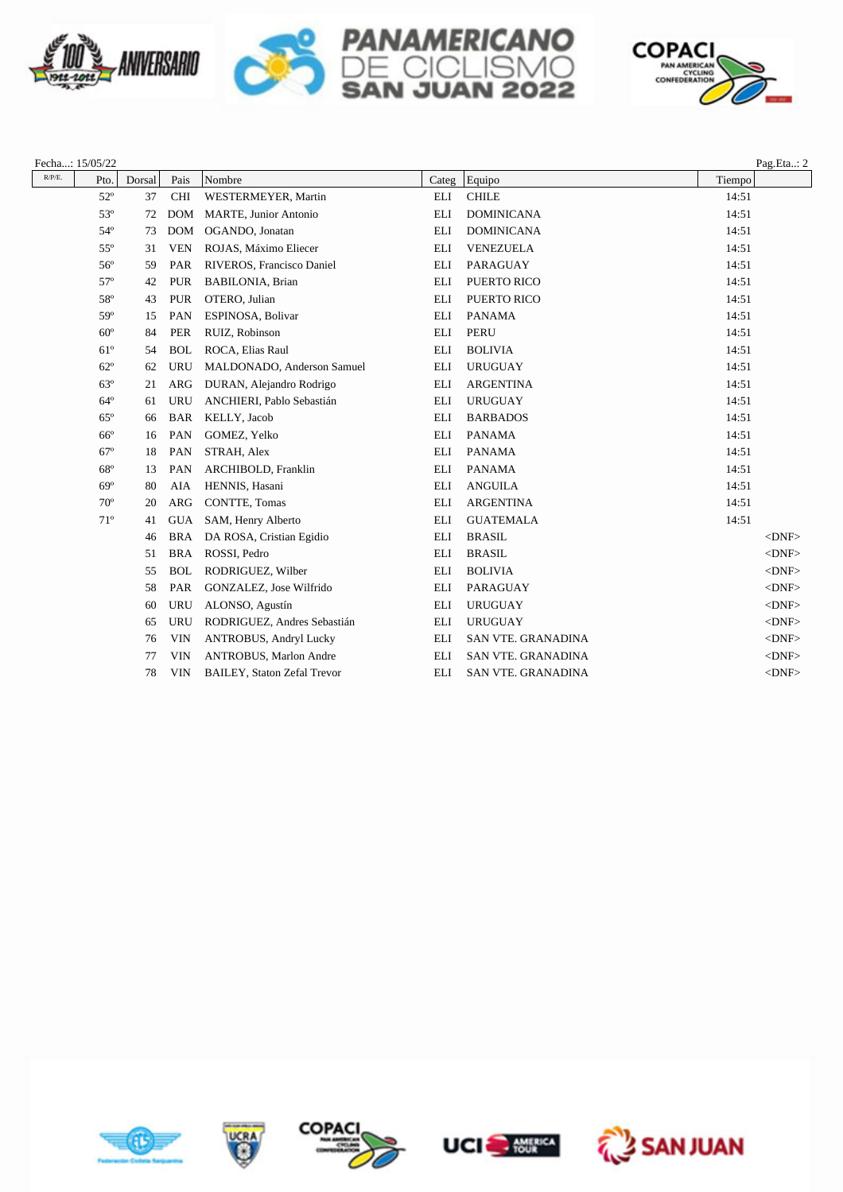Fecha...: 15/05/22

Pag.Eta..: 2

| R/P/E. | Pto. | Dorsal | Pais | Nombre | Categ | Equipo | Tiempo | |
|---|---|---|---|---|---|---|---|---|
| | 52º | 37 | CHI | WESTERMEYER, Martin | ELI | CHILE | 14:51 | |
| | 53º | 72 | DOM | MARTE, Junior Antonio | ELI | DOMINICANA | 14:51 | |
| | 54º | 73 | DOM | OGANDO, Jonatan | ELI | DOMINICANA | 14:51 | |
| | 55º | 31 | VEN | ROJAS, Máximo Eliecer | ELI | VENEZUELA | 14:51 | |
| | 56º | 59 | PAR | RIVEROS, Francisco Daniel | ELI | PARAGUAY | 14:51 | |
| | 57º | 42 | PUR | BABILONIA, Brian | ELI | PUERTO RICO | 14:51 | |
| | 58º | 43 | PUR | OTERO, Julian | ELI | PUERTO RICO | 14:51 | |
| | 59º | 15 | PAN | ESPINOSA, Bolivar | ELI | PANAMA | 14:51 | |
| | 60º | 84 | PER | RUIZ, Robinson | ELI | PERU | 14:51 | |
| | 61º | 54 | BOL | ROCA, Elias Raul | ELI | BOLIVIA | 14:51 | |
| | 62º | 62 | URU | MALDONADO, Anderson Samuel | ELI | URUGUAY | 14:51 | |
| | 63º | 21 | ARG | DURAN, Alejandro Rodrigo | ELI | ARGENTINA | 14:51 | |
| | 64º | 61 | URU | ANCHIERI, Pablo Sebastián | ELI | URUGUAY | 14:51 | |
| | 65º | 66 | BAR | KELLY, Jacob | ELI | BARBADOS | 14:51 | |
| | 66º | 16 | PAN | GOMEZ, Yelko | ELI | PANAMA | 14:51 | |
| | 67º | 18 | PAN | STRAH, Alex | ELI | PANAMA | 14:51 | |
| | 68º | 13 | PAN | ARCHIBOLD, Franklin | ELI | PANAMA | 14:51 | |
| | 69º | 80 | AIA | HENNIS, Hasani | ELI | ANGUILA | 14:51 | |
| | 70º | 20 | ARG | CONTTE, Tomas | ELI | ARGENTINA | 14:51 | |
| | 71º | 41 | GUA | SAM, Henry Alberto | ELI | GUATEMALA | 14:51 | |
| | | 46 | BRA | DA ROSA, Cristian Egidio | ELI | BRASIL | | <DNF> |
| | | 51 | BRA | ROSSI, Pedro | ELI | BRASIL | | <DNF> |
| | | 55 | BOL | RODRIGUEZ, Wilber | ELI | BOLIVIA | | <DNF> |
| | | 58 | PAR | GONZALEZ, Jose Wilfrido | ELI | PARAGUAY | | <DNF> |
| | | 60 | URU | ALONSO, Agustín | ELI | URUGUAY | | <DNF> |
| | | 65 | URU | RODRIGUEZ, Andres Sebastián | ELI | URUGUAY | | <DNF> |
| | | 76 | VIN | ANTROBUS, Andryl Lucky | ELI | SAN VTE. GRANADINA | | <DNF> |
| | | 77 | VIN | ANTROBUS, Marlon Andre | ELI | SAN VTE. GRANADINA | | <DNF> |
| | | 78 | VIN | BAILEY, Staton Zefal Trevor | ELI | SAN VTE. GRANADINA | | <DNF> |